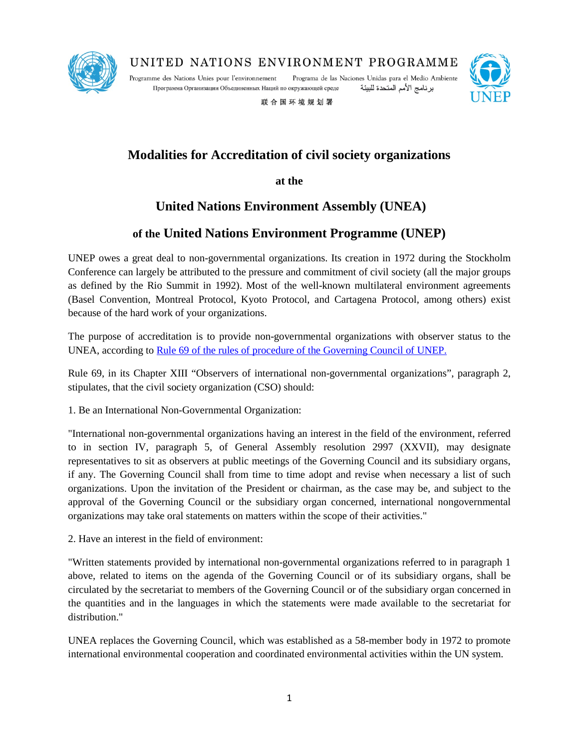UNITED NATIONS ENVIRONMENT PROGRAMME

Programme des Nations Unies pour l'environnement    Programa de las Naciones Unidas para el Medio Ambiente

Программа Организации Объединенных Наций по окружающей среде    برنامج الأمم المتحدة للبيئة

联合国环境规划署

UNEP

# Modalities for Accreditation of civil society organizations

**at the**

## United Nations Environment Assembly (UNEA)

## of the United Nations Environment Programme (UNEP)

UNEP owes a great deal to non-governmental organizations. Its creation in 1972 during the Stockholm Conference can largely be attributed to the pressure and commitment of civil society (all the major groups as defined by the Rio Summit in 1992). Most of the well-known multilateral environment agreements (Basel Convention, Montreal Protocol, Kyoto Protocol, and Cartagena Protocol, among others) exist because of the hard work of your organizations.

The purpose of accreditation is to provide non-governmental organizations with observer status to the UNEA, according to [Rule 69 of the rules of procedure of the Governing Council of UNEP.]()

Rule 69, in its Chapter XIII "Observers of international non-governmental organizations", paragraph 2, stipulates, that the civil society organization (CSO) should:

1. Be an International Non-Governmental Organization:

"International non-governmental organizations having an interest in the field of the environment, referred to in section IV, paragraph 5, of General Assembly resolution 2997 (XXVII), may designate representatives to sit as observers at public meetings of the Governing Council and its subsidiary organs, if any. The Governing Council shall from time to time adopt and revise when necessary a list of such organizations. Upon the invitation of the President or chairman, as the case may be, and subject to the approval of the Governing Council or the subsidiary organ concerned, international nongovernmental organizations may take oral statements on matters within the scope of their activities."

2. Have an interest in the field of environment:

"Written statements provided by international non-governmental organizations referred to in paragraph 1 above, related to items on the agenda of the Governing Council or of its subsidiary organs, shall be circulated by the secretariat to members of the Governing Council or of the subsidiary organ concerned in the quantities and in the languages in which the statements were made available to the secretariat for distribution."

UNEA replaces the Governing Council, which was established as a 58-member body in 1972 to promote international environmental cooperation and coordinated environmental activities within the UN system.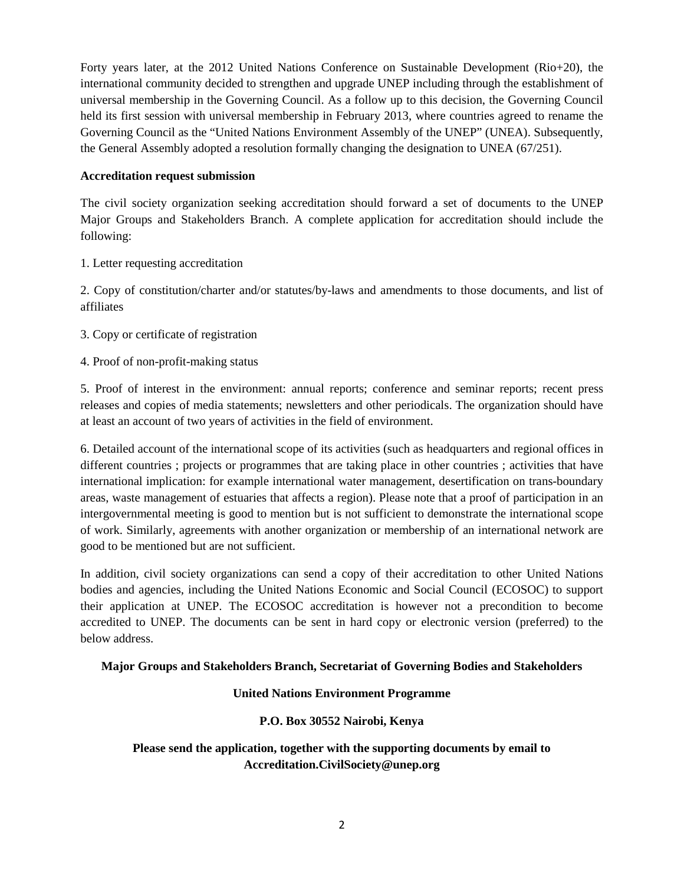Forty years later, at the 2012 United Nations Conference on Sustainable Development (Rio+20), the international community decided to strengthen and upgrade UNEP including through the establishment of universal membership in the Governing Council. As a follow up to this decision, the Governing Council held its first session with universal membership in February 2013, where countries agreed to rename the Governing Council as the "United Nations Environment Assembly of the UNEP" (UNEA). Subsequently, the General Assembly adopted a resolution formally changing the designation to UNEA (67/251).

**Accreditation request submission**

The civil society organization seeking accreditation should forward a set of documents to the UNEP Major Groups and Stakeholders Branch. A complete application for accreditation should include the following:

1. Letter requesting accreditation

2. Copy of constitution/charter and/or statutes/by-laws and amendments to those documents, and list of affiliates

3. Copy or certificate of registration

4. Proof of non-profit-making status

5. Proof of interest in the environment: annual reports; conference and seminar reports; recent press releases and copies of media statements; newsletters and other periodicals. The organization should have at least an account of two years of activities in the field of environment.

6. Detailed account of the international scope of its activities (such as headquarters and regional offices in different countries ; projects or programmes that are taking place in other countries ; activities that have international implication: for example international water management, desertification on trans-boundary areas, waste management of estuaries that affects a region). Please note that a proof of participation in an intergovernmental meeting is good to mention but is not sufficient to demonstrate the international scope of work. Similarly, agreements with another organization or membership of an international network are good to be mentioned but are not sufficient.

In addition, civil society organizations can send a copy of their accreditation to other United Nations bodies and agencies, including the United Nations Economic and Social Council (ECOSOC) to support their application at UNEP. The ECOSOC accreditation is however not a precondition to become accredited to UNEP. The documents can be sent in hard copy or electronic version (preferred) to the below address.

**Major Groups and Stakeholders Branch, Secretariat of Governing Bodies and Stakeholders**

**United Nations Environment Programme**

**P.O. Box 30552 Nairobi, Kenya**

**Please send the application, together with the supporting documents by email to Accreditation.CivilSociety@unep.org**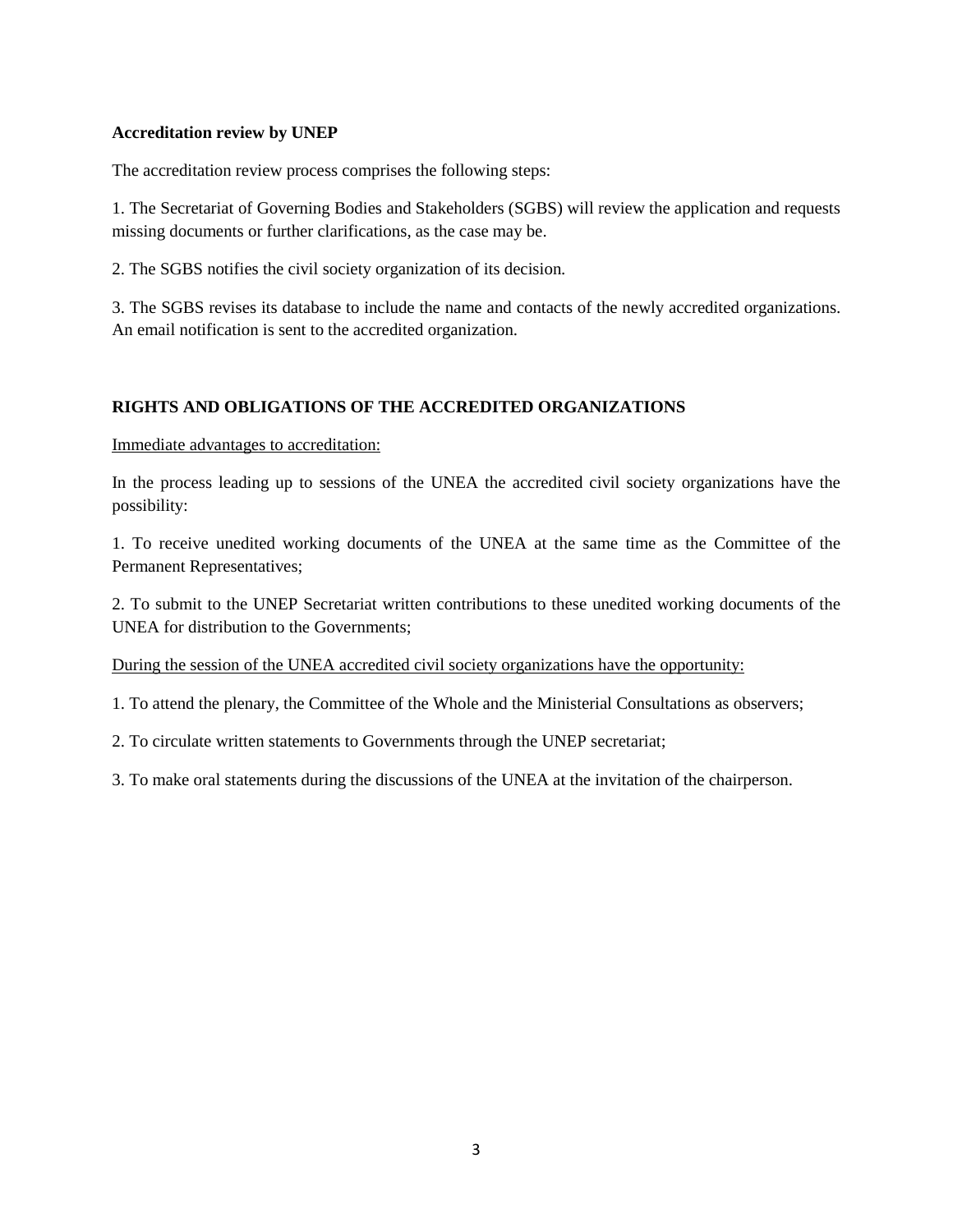**Accreditation review by UNEP**

The accreditation review process comprises the following steps:

1. The Secretariat of Governing Bodies and Stakeholders (SGBS) will review the application and requests missing documents or further clarifications, as the case may be.

2. The SGBS notifies the civil society organization of its decision.

3. The SGBS revises its database to include the name and contacts of the newly accredited organizations. An email notification is sent to the accredited organization.

## RIGHTS AND OBLIGATIONS OF THE ACCREDITED ORGANIZATIONS

<u>Immediate advantages to accreditation:</u>

In the process leading up to sessions of the UNEA the accredited civil society organizations have the possibility:

1. To receive unedited working documents of the UNEA at the same time as the Committee of the Permanent Representatives;

2. To submit to the UNEP Secretariat written contributions to these unedited working documents of the UNEA for distribution to the Governments;

<u>During the session of the UNEA accredited civil society organizations have the opportunity:</u>

1. To attend the plenary, the Committee of the Whole and the Ministerial Consultations as observers;

2. To circulate written statements to Governments through the UNEP secretariat;

3. To make oral statements during the discussions of the UNEA at the invitation of the chairperson.